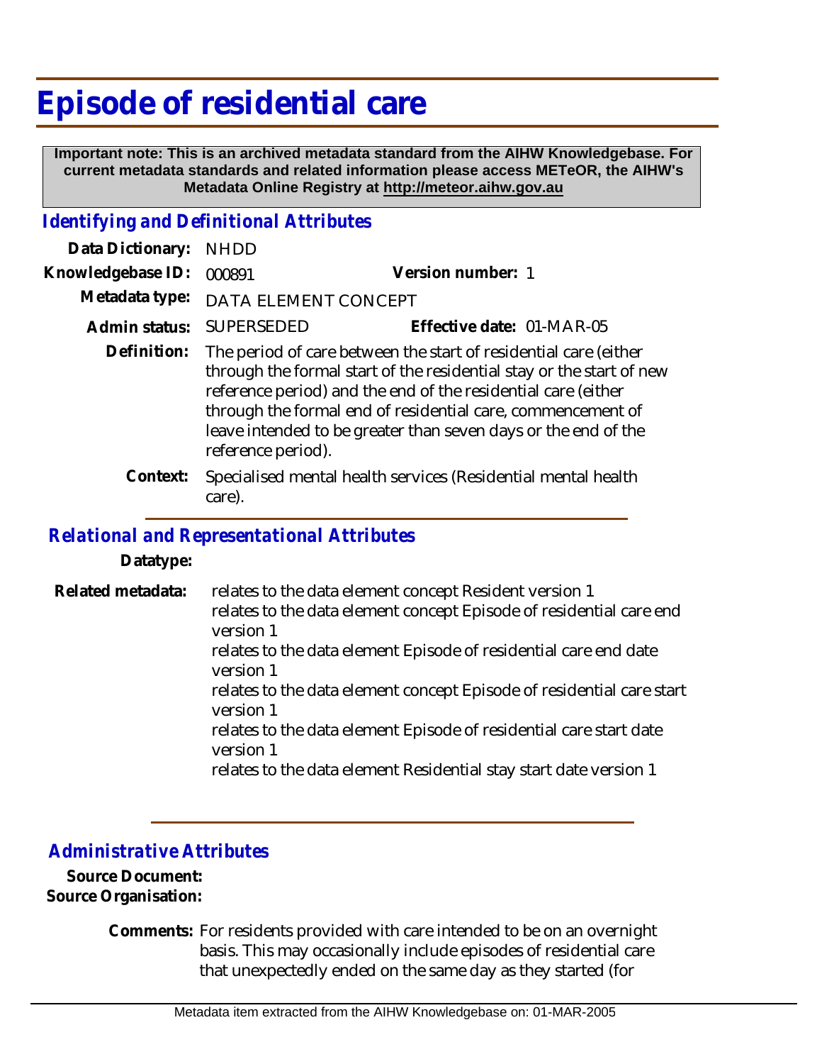# Episode of residential care

**Important note: This is an archived metadata standard from the AIHW Knowledgebase. For current metadata standards and related information please access METeOR, the AIHW's Metadata Online Registry at http://meteor.aihw.gov.au**

## *Identifying and Definitional Attributes*

**Data Dictionary:** NHDD

**Knowledgebase ID:** 000891 **Version number:** 1

**Metadata type:** DATA ELEMENT CONCEPT

**Admin status:** SUPERSEDED **Effective date:** 01-MAR-05

**Definition:** The period of care between the start of residential care (either through the formal start of the residential stay or the start of new reference period) and the end of the residential care (either through the formal end of residential care, commencement of leave intended to be greater than seven days or the end of the reference period).

**Context:** Specialised mental health services (Residential mental health care).

## *Relational and Representational Attributes*

**Datatype:**

**Related metadata:**
relates to the data element concept Resident version 1
relates to the data element concept Episode of residential care end version 1
relates to the data element Episode of residential care end date version 1
relates to the data element concept Episode of residential care start version 1
relates to the data element Episode of residential care start date version 1
relates to the data element Residential stay start date version 1

## *Administrative Attributes*

**Source Document:**

**Source Organisation:**

**Comments:** For residents provided with care intended to be on an overnight basis. This may occasionally include episodes of residential care that unexpectedly ended on the same day as they started (for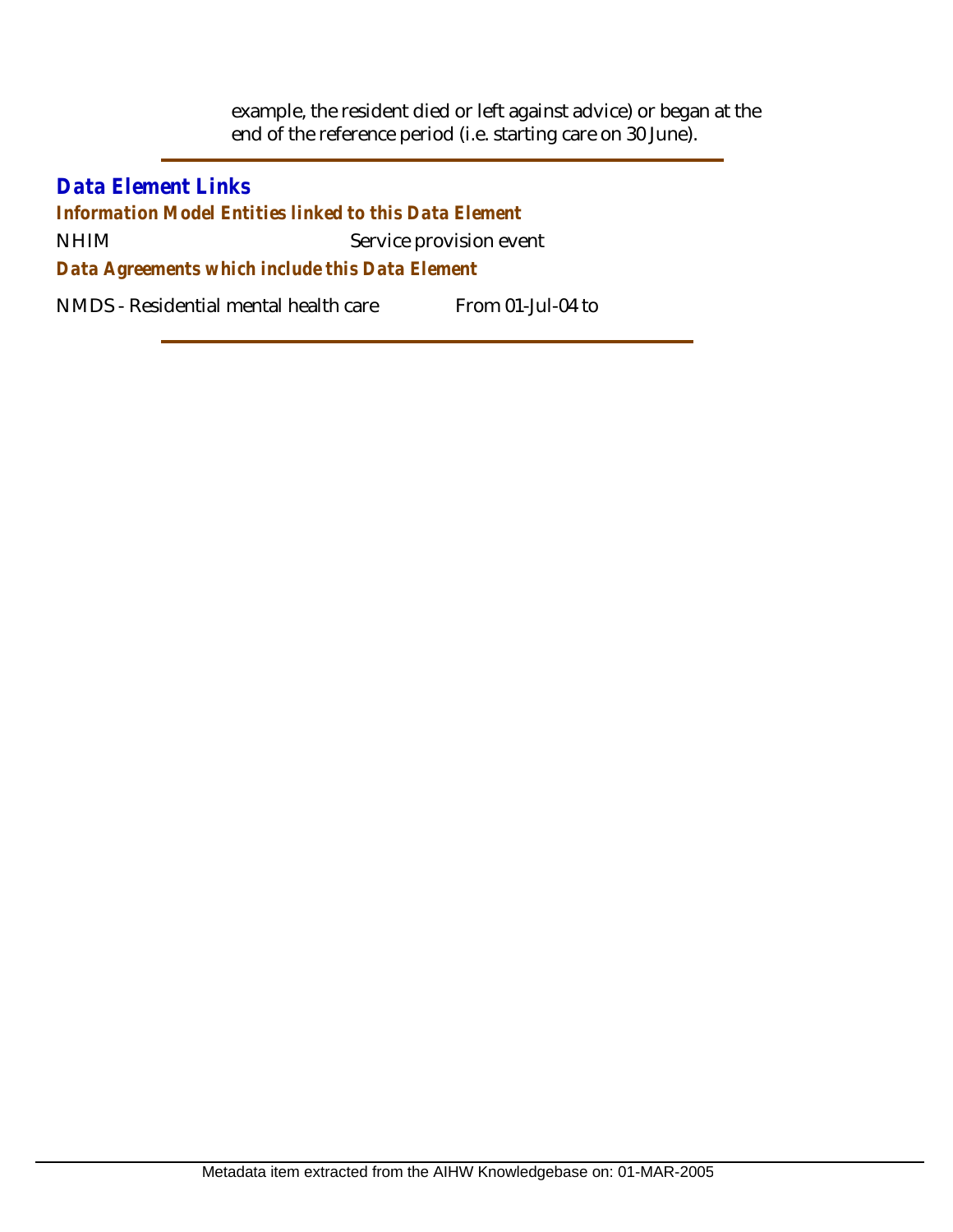example, the resident died or left against advice) or began at the end of the reference period (i.e. starting care on 30 June).

## Data Element Links

### Information Model Entities linked to this Data Element

| | |
|---|---|
| NHIM | Service provision event |

### Data Agreements which include this Data Element

| | |
|---|---|
| NMDS - Residential mental health care | From 01-Jul-04 to |

Metadata item extracted from the AIHW Knowledgebase on: 01-MAR-2005